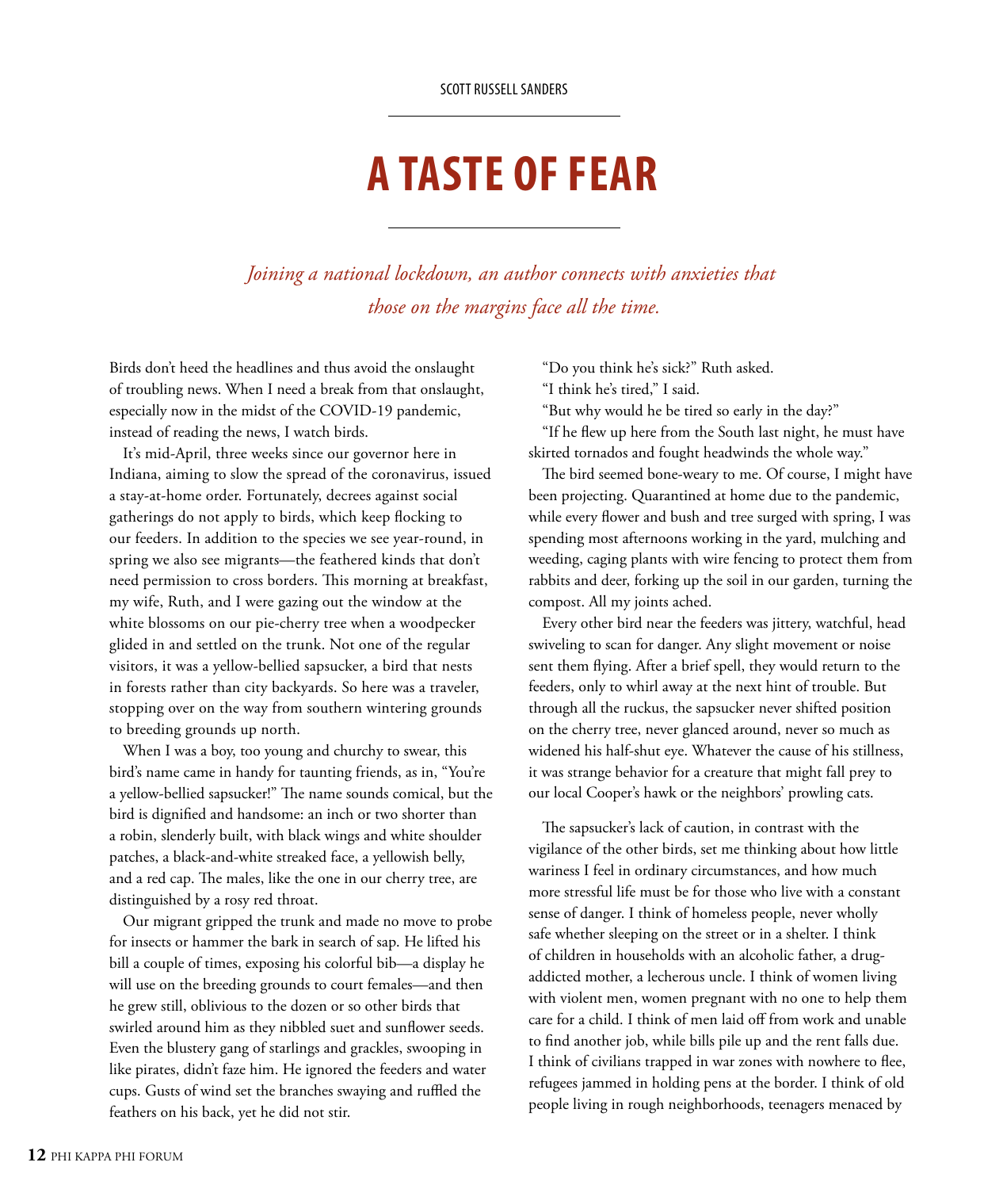SCOTT RUSSELL SANDERS

# A TASTE OF FEAR

*Joining a national lockdown, an author connects with anxieties that those on the margins face all the time.*

Birds don't heed the headlines and thus avoid the onslaught of troubling news. When I need a break from that onslaught, especially now in the midst of the COVID-19 pandemic, instead of reading the news, I watch birds.

It's mid-April, three weeks since our governor here in Indiana, aiming to slow the spread of the coronavirus, issued a stay-at-home order. Fortunately, decrees against social gatherings do not apply to birds, which keep flocking to our feeders. In addition to the species we see year-round, in spring we also see migrants—the feathered kinds that don't need permission to cross borders. This morning at breakfast, my wife, Ruth, and I were gazing out the window at the white blossoms on our pie-cherry tree when a woodpecker glided in and settled on the trunk. Not one of the regular visitors, it was a yellow-bellied sapsucker, a bird that nests in forests rather than city backyards. So here was a traveler, stopping over on the way from southern wintering grounds to breeding grounds up north.

When I was a boy, too young and churchy to swear, this bird's name came in handy for taunting friends, as in, "You're a yellow-bellied sapsucker!" The name sounds comical, but the bird is dignified and handsome: an inch or two shorter than a robin, slenderly built, with black wings and white shoulder patches, a black-and-white streaked face, a yellowish belly, and a red cap. The males, like the one in our cherry tree, are distinguished by a rosy red throat.

Our migrant gripped the trunk and made no move to probe for insects or hammer the bark in search of sap. He lifted his bill a couple of times, exposing his colorful bib—a display he will use on the breeding grounds to court females—and then he grew still, oblivious to the dozen or so other birds that swirled around him as they nibbled suet and sunflower seeds. Even the blustery gang of starlings and grackles, swooping in like pirates, didn't faze him. He ignored the feeders and water cups. Gusts of wind set the branches swaying and ruffled the feathers on his back, yet he did not stir.

"Do you think he's sick?" Ruth asked.

"I think he's tired," I said.

"But why would he be tired so early in the day?"

"If he flew up here from the South last night, he must have skirted tornados and fought headwinds the whole way."

The bird seemed bone-weary to me. Of course, I might have been projecting. Quarantined at home due to the pandemic, while every flower and bush and tree surged with spring, I was spending most afternoons working in the yard, mulching and weeding, caging plants with wire fencing to protect them from rabbits and deer, forking up the soil in our garden, turning the compost. All my joints ached.

Every other bird near the feeders was jittery, watchful, head swiveling to scan for danger. Any slight movement or noise sent them flying. After a brief spell, they would return to the feeders, only to whirl away at the next hint of trouble. But through all the ruckus, the sapsucker never shifted position on the cherry tree, never glanced around, never so much as widened his half-shut eye. Whatever the cause of his stillness, it was strange behavior for a creature that might fall prey to our local Cooper's hawk or the neighbors' prowling cats.

The sapsucker's lack of caution, in contrast with the vigilance of the other birds, set me thinking about how little wariness I feel in ordinary circumstances, and how much more stressful life must be for those who live with a constant sense of danger. I think of homeless people, never wholly safe whether sleeping on the street or in a shelter. I think of children in households with an alcoholic father, a drug-addicted mother, a lecherous uncle. I think of women living with violent men, women pregnant with no one to help them care for a child. I think of men laid off from work and unable to find another job, while bills pile up and the rent falls due. I think of civilians trapped in war zones with nowhere to flee, refugees jammed in holding pens at the border. I think of old people living in rough neighborhoods, teenagers menaced by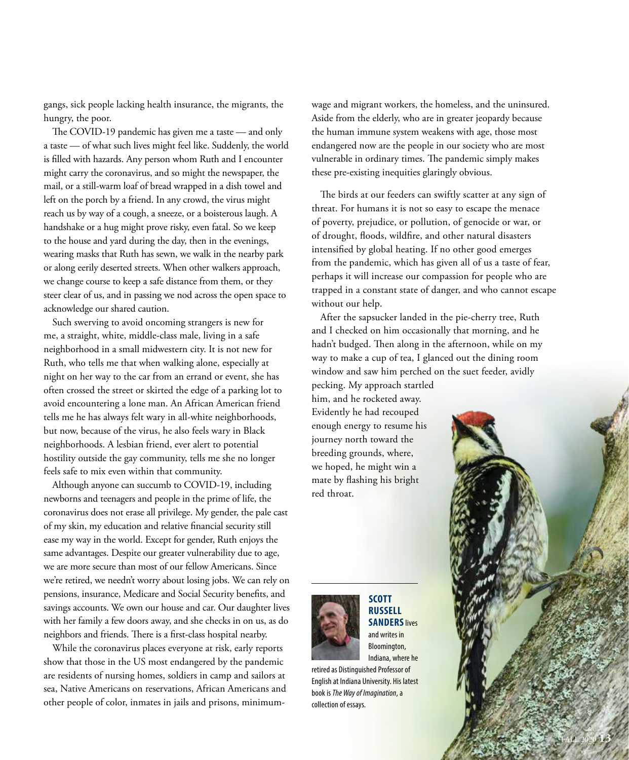gangs, sick people lacking health insurance, the migrants, the hungry, the poor.

The COVID-19 pandemic has given me a taste — and only a taste — of what such lives might feel like. Suddenly, the world is filled with hazards. Any person whom Ruth and I encounter might carry the coronavirus, and so might the newspaper, the mail, or a still-warm loaf of bread wrapped in a dish towel and left on the porch by a friend. In any crowd, the virus might reach us by way of a cough, a sneeze, or a boisterous laugh. A handshake or a hug might prove risky, even fatal. So we keep to the house and yard during the day, then in the evenings, wearing masks that Ruth has sewn, we walk in the nearby park or along eerily deserted streets. When other walkers approach, we change course to keep a safe distance from them, or they steer clear of us, and in passing we nod across the open space to acknowledge our shared caution.

Such swerving to avoid oncoming strangers is new for me, a straight, white, middle-class male, living in a safe neighborhood in a small midwestern city. It is not new for Ruth, who tells me that when walking alone, especially at night on her way to the car from an errand or event, she has often crossed the street or skirted the edge of a parking lot to avoid encountering a lone man. An African American friend tells me he has always felt wary in all-white neighborhoods, but now, because of the virus, he also feels wary in Black neighborhoods. A lesbian friend, ever alert to potential hostility outside the gay community, tells me she no longer feels safe to mix even within that community.

Although anyone can succumb to COVID-19, including newborns and teenagers and people in the prime of life, the coronavirus does not erase all privilege. My gender, the pale cast of my skin, my education and relative financial security still ease my way in the world. Except for gender, Ruth enjoys the same advantages. Despite our greater vulnerability due to age, we are more secure than most of our fellow Americans. Since we're retired, we needn't worry about losing jobs. We can rely on pensions, insurance, Medicare and Social Security benefits, and savings accounts. We own our house and car. Our daughter lives with her family a few doors away, and she checks in on us, as do neighbors and friends. There is a first-class hospital nearby.

While the coronavirus places everyone at risk, early reports show that those in the US most endangered by the pandemic are residents of nursing homes, soldiers in camp and sailors at sea, Native Americans on reservations, African Americans and other people of color, inmates in jails and prisons, minimum-wage and migrant workers, the homeless, and the uninsured. Aside from the elderly, who are in greater jeopardy because the human immune system weakens with age, those most endangered now are the people in our society who are most vulnerable in ordinary times. The pandemic simply makes these pre-existing inequities glaringly obvious.

The birds at our feeders can swiftly scatter at any sign of threat. For humans it is not so easy to escape the menace of poverty, prejudice, or pollution, of genocide or war, or of drought, floods, wildfire, and other natural disasters intensified by global heating. If no other good emerges from the pandemic, which has given all of us a taste of fear, perhaps it will increase our compassion for people who are trapped in a constant state of danger, and who cannot escape without our help.

After the sapsucker landed in the pie-cherry tree, Ruth and I checked on him occasionally that morning, and he hadn't budged. Then along in the afternoon, while on my way to make a cup of tea, I glanced out the dining room window and saw him perched on the suet feeder, avidly pecking. My approach startled him, and he rocketed away. Evidently he had recouped enough energy to resume his journey north toward the breeding grounds, where, we hoped, he might win a mate by flashing his bright red throat.

---

**SCOTT RUSSELL SANDERS** lives and writes in Bloomington, Indiana, where he retired as Distinguished Professor of English at Indiana University. His latest book is *The Way of Imagination*, a collection of essays.